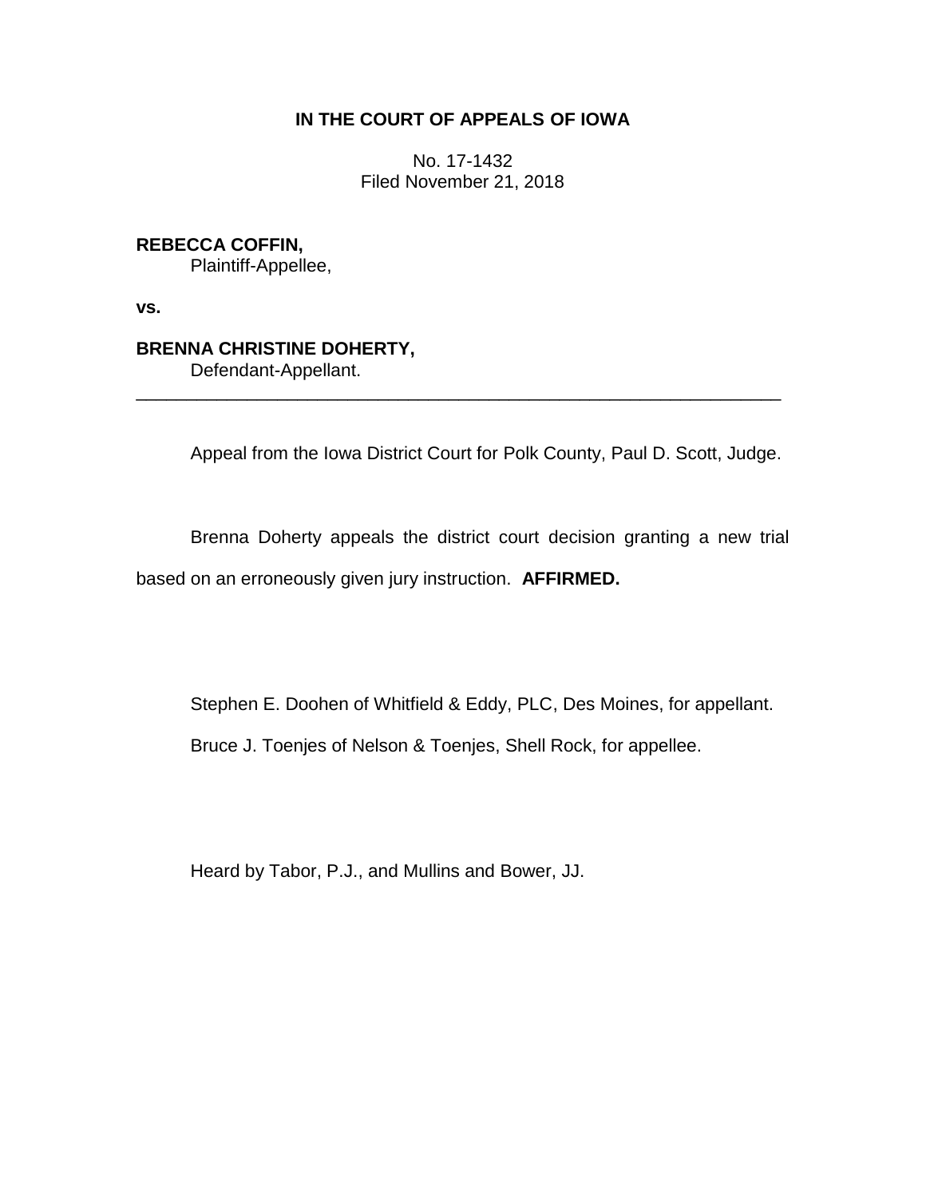**IN THE COURT OF APPEALS OF IOWA**

No. 17-1432
Filed November 21, 2018

**REBECCA COFFIN,**
Plaintiff-Appellee,

**vs.**

**BRENNA CHRISTINE DOHERTY,**
Defendant-Appellant.

---

Appeal from the Iowa District Court for Polk County, Paul D. Scott, Judge.

Brenna Doherty appeals the district court decision granting a new trial based on an erroneously given jury instruction. **AFFIRMED.**

Stephen E. Doohen of Whitfield & Eddy, PLC, Des Moines, for appellant.

Bruce J. Toenjes of Nelson & Toenjes, Shell Rock, for appellee.

Heard by Tabor, P.J., and Mullins and Bower, JJ.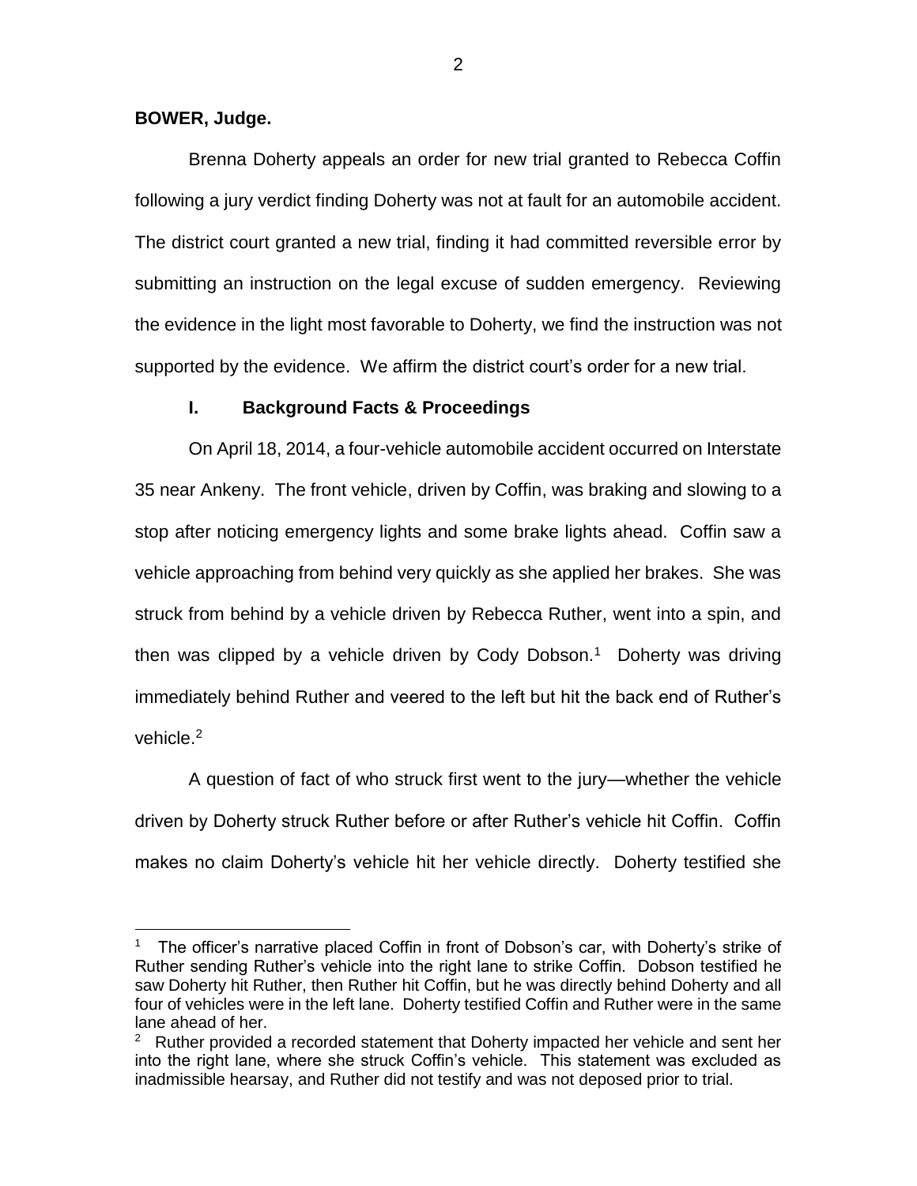**BOWER, Judge.**

Brenna Doherty appeals an order for new trial granted to Rebecca Coffin following a jury verdict finding Doherty was not at fault for an automobile accident. The district court granted a new trial, finding it had committed reversible error by submitting an instruction on the legal excuse of sudden emergency. Reviewing the evidence in the light most favorable to Doherty, we find the instruction was not supported by the evidence. We affirm the district court's order for a new trial.

## I. Background Facts & Proceedings

On April 18, 2014, a four-vehicle automobile accident occurred on Interstate 35 near Ankeny. The front vehicle, driven by Coffin, was braking and slowing to a stop after noticing emergency lights and some brake lights ahead. Coffin saw a vehicle approaching from behind very quickly as she applied her brakes. She was struck from behind by a vehicle driven by Rebecca Ruther, went into a spin, and then was clipped by a vehicle driven by Cody Dobson.[1] Doherty was driving immediately behind Ruther and veered to the left but hit the back end of Ruther's vehicle.[2]

A question of fact of who struck first went to the jury—whether the vehicle driven by Doherty struck Ruther before or after Ruther's vehicle hit Coffin. Coffin makes no claim Doherty's vehicle hit her vehicle directly. Doherty testified she

---

[1] The officer's narrative placed Coffin in front of Dobson's car, with Doherty's strike of Ruther sending Ruther's vehicle into the right lane to strike Coffin. Dobson testified he saw Doherty hit Ruther, then Ruther hit Coffin, but he was directly behind Doherty and all four of vehicles were in the left lane. Doherty testified Coffin and Ruther were in the same lane ahead of her.

[2] Ruther provided a recorded statement that Doherty impacted her vehicle and sent her into the right lane, where she struck Coffin's vehicle. This statement was excluded as inadmissible hearsay, and Ruther did not testify and was not deposed prior to trial.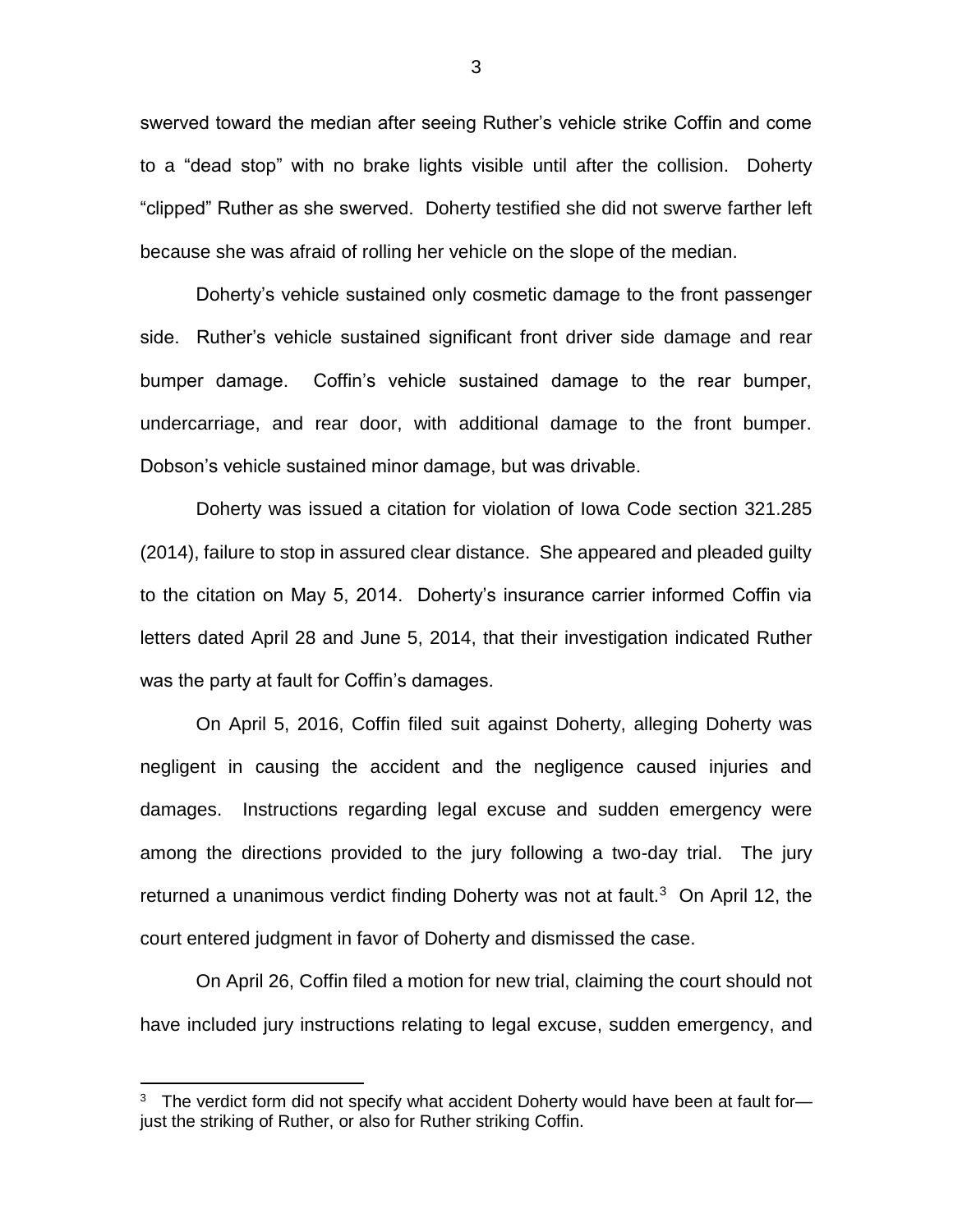swerved toward the median after seeing Ruther's vehicle strike Coffin and come to a "dead stop" with no brake lights visible until after the collision. Doherty "clipped" Ruther as she swerved. Doherty testified she did not swerve farther left because she was afraid of rolling her vehicle on the slope of the median.

Doherty's vehicle sustained only cosmetic damage to the front passenger side. Ruther's vehicle sustained significant front driver side damage and rear bumper damage. Coffin's vehicle sustained damage to the rear bumper, undercarriage, and rear door, with additional damage to the front bumper. Dobson's vehicle sustained minor damage, but was drivable.

Doherty was issued a citation for violation of Iowa Code section 321.285 (2014), failure to stop in assured clear distance. She appeared and pleaded guilty to the citation on May 5, 2014. Doherty's insurance carrier informed Coffin via letters dated April 28 and June 5, 2014, that their investigation indicated Ruther was the party at fault for Coffin's damages.

On April 5, 2016, Coffin filed suit against Doherty, alleging Doherty was negligent in causing the accident and the negligence caused injuries and damages. Instructions regarding legal excuse and sudden emergency were among the directions provided to the jury following a two-day trial. The jury returned a unanimous verdict finding Doherty was not at fault.[3] On April 12, the court entered judgment in favor of Doherty and dismissed the case.

On April 26, Coffin filed a motion for new trial, claiming the court should not have included jury instructions relating to legal excuse, sudden emergency, and

[3] The verdict form did not specify what accident Doherty would have been at fault for—just the striking of Ruther, or also for Ruther striking Coffin.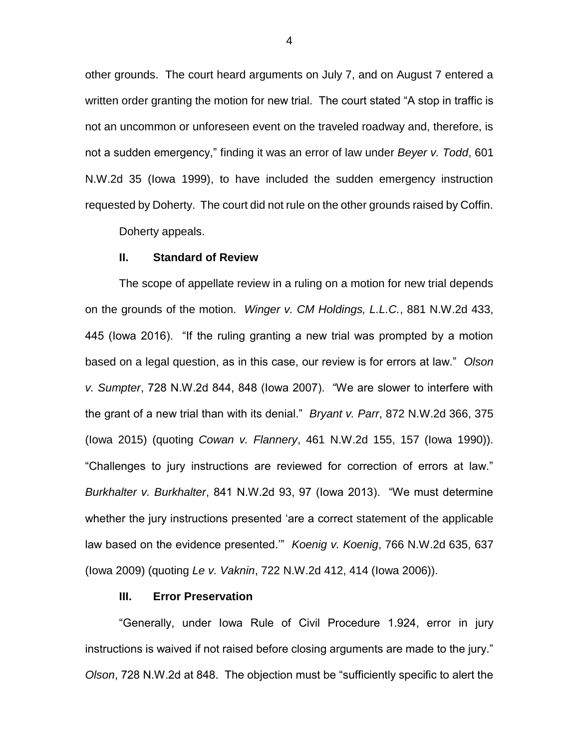other grounds. The court heard arguments on July 7, and on August 7 entered a written order granting the motion for new trial. The court stated "A stop in traffic is not an uncommon or unforeseen event on the traveled roadway and, therefore, is not a sudden emergency," finding it was an error of law under *Beyer v. Todd*, 601 N.W.2d 35 (Iowa 1999), to have included the sudden emergency instruction requested by Doherty. The court did not rule on the other grounds raised by Coffin.

Doherty appeals.

## II. Standard of Review

The scope of appellate review in a ruling on a motion for new trial depends on the grounds of the motion. *Winger v. CM Holdings, L.L.C.*, 881 N.W.2d 433, 445 (Iowa 2016). "If the ruling granting a new trial was prompted by a motion based on a legal question, as in this case, our review is for errors at law." *Olson v. Sumpter*, 728 N.W.2d 844, 848 (Iowa 2007). "We are slower to interfere with the grant of a new trial than with its denial." *Bryant v. Parr*, 872 N.W.2d 366, 375 (Iowa 2015) (quoting *Cowan v. Flannery*, 461 N.W.2d 155, 157 (Iowa 1990)). "Challenges to jury instructions are reviewed for correction of errors at law." *Burkhalter v. Burkhalter*, 841 N.W.2d 93, 97 (Iowa 2013). "We must determine whether the jury instructions presented 'are a correct statement of the applicable law based on the evidence presented.'" *Koenig v. Koenig*, 766 N.W.2d 635, 637 (Iowa 2009) (quoting *Le v. Vaknin*, 722 N.W.2d 412, 414 (Iowa 2006)).

## III. Error Preservation

"Generally, under Iowa Rule of Civil Procedure 1.924, error in jury instructions is waived if not raised before closing arguments are made to the jury." *Olson*, 728 N.W.2d at 848. The objection must be "sufficiently specific to alert the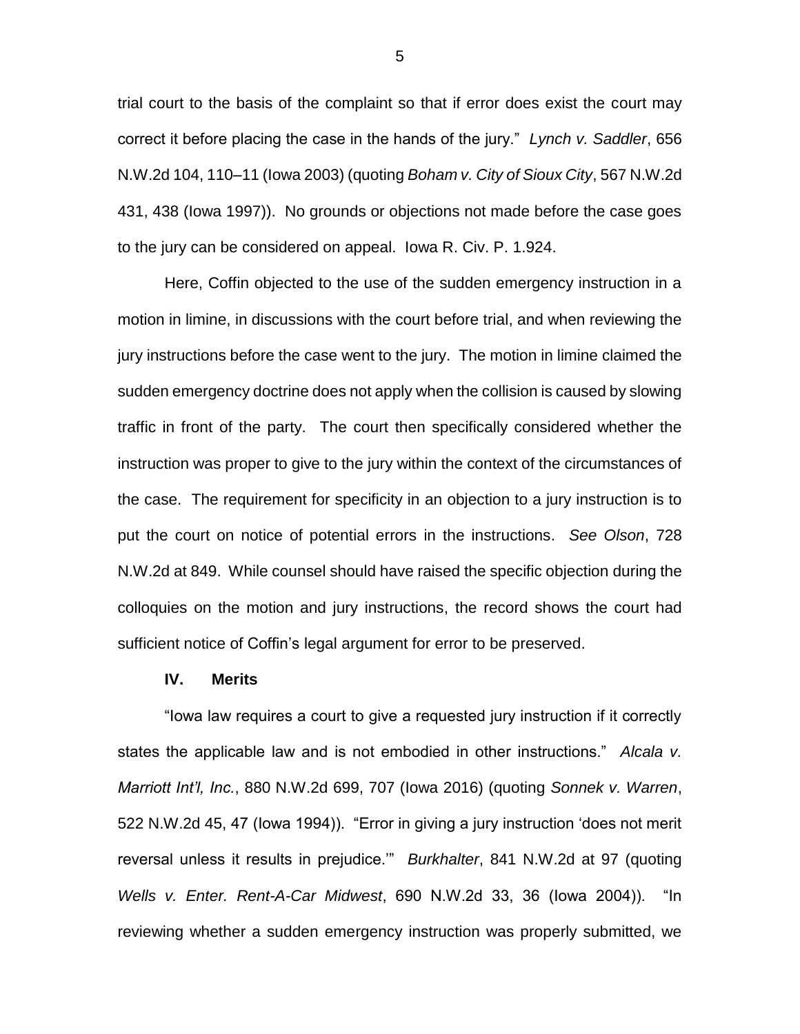trial court to the basis of the complaint so that if error does exist the court may correct it before placing the case in the hands of the jury." *Lynch v. Saddler*, 656 N.W.2d 104, 110–11 (Iowa 2003) (quoting *Boham v. City of Sioux City*, 567 N.W.2d 431, 438 (Iowa 1997)). No grounds or objections not made before the case goes to the jury can be considered on appeal. Iowa R. Civ. P. 1.924.

Here, Coffin objected to the use of the sudden emergency instruction in a motion in limine, in discussions with the court before trial, and when reviewing the jury instructions before the case went to the jury. The motion in limine claimed the sudden emergency doctrine does not apply when the collision is caused by slowing traffic in front of the party. The court then specifically considered whether the instruction was proper to give to the jury within the context of the circumstances of the case. The requirement for specificity in an objection to a jury instruction is to put the court on notice of potential errors in the instructions. *See Olson*, 728 N.W.2d at 849. While counsel should have raised the specific objection during the colloquies on the motion and jury instructions, the record shows the court had sufficient notice of Coffin's legal argument for error to be preserved.

## IV. Merits

"Iowa law requires a court to give a requested jury instruction if it correctly states the applicable law and is not embodied in other instructions." *Alcala v. Marriott Int'l, Inc.*, 880 N.W.2d 699, 707 (Iowa 2016) (quoting *Sonnek v. Warren*, 522 N.W.2d 45, 47 (Iowa 1994)). "Error in giving a jury instruction 'does not merit reversal unless it results in prejudice.'" *Burkhalter*, 841 N.W.2d at 97 (quoting *Wells v. Enter. Rent-A-Car Midwest*, 690 N.W.2d 33, 36 (Iowa 2004)). "In reviewing whether a sudden emergency instruction was properly submitted, we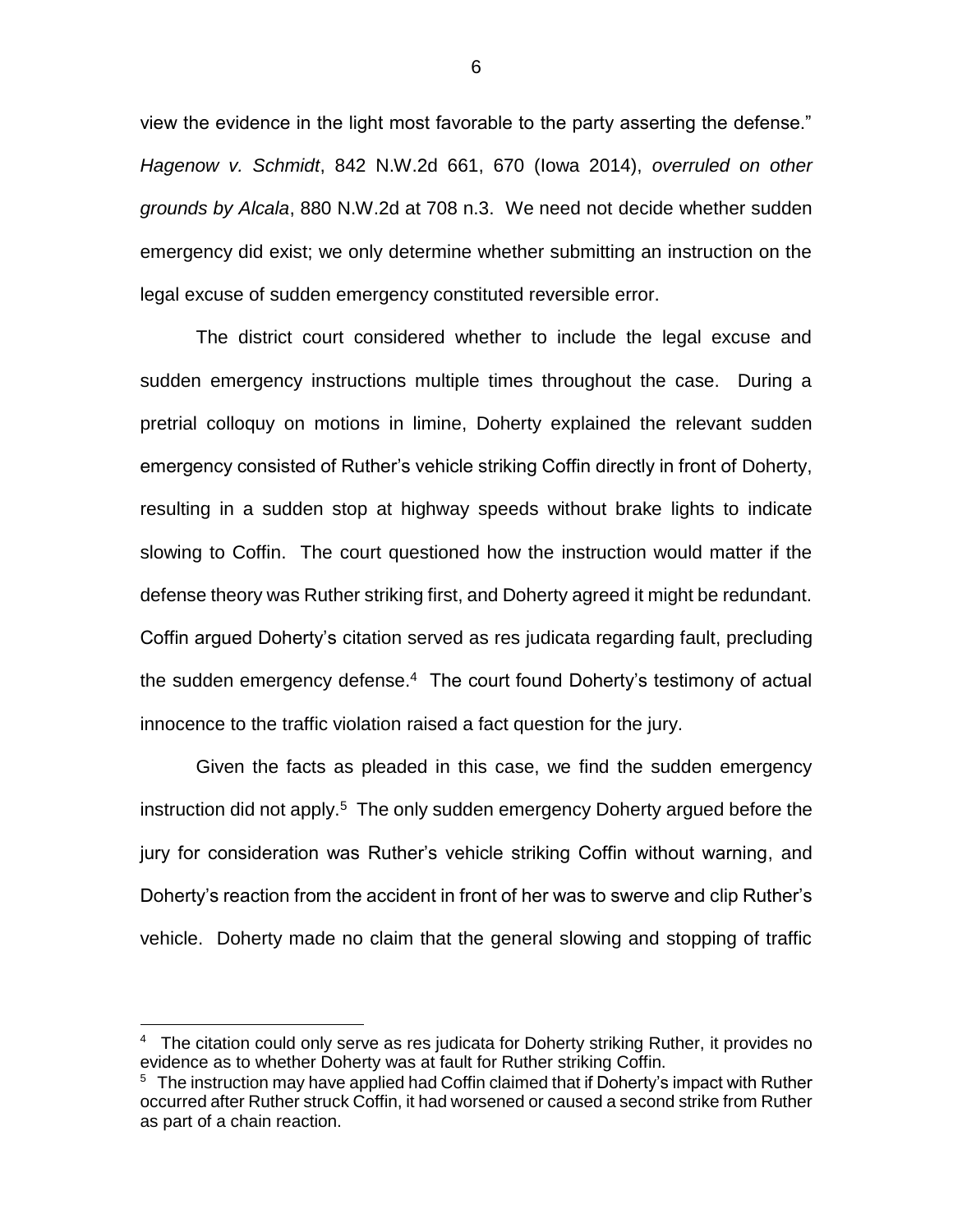view the evidence in the light most favorable to the party asserting the defense." *Hagenow v. Schmidt*, 842 N.W.2d 661, 670 (Iowa 2014), *overruled on other grounds by Alcala*, 880 N.W.2d at 708 n.3. We need not decide whether sudden emergency did exist; we only determine whether submitting an instruction on the legal excuse of sudden emergency constituted reversible error.

The district court considered whether to include the legal excuse and sudden emergency instructions multiple times throughout the case. During a pretrial colloquy on motions in limine, Doherty explained the relevant sudden emergency consisted of Ruther's vehicle striking Coffin directly in front of Doherty, resulting in a sudden stop at highway speeds without brake lights to indicate slowing to Coffin. The court questioned how the instruction would matter if the defense theory was Ruther striking first, and Doherty agreed it might be redundant. Coffin argued Doherty's citation served as res judicata regarding fault, precluding the sudden emergency defense.[4] The court found Doherty's testimony of actual innocence to the traffic violation raised a fact question for the jury.

Given the facts as pleaded in this case, we find the sudden emergency instruction did not apply.[5] The only sudden emergency Doherty argued before the jury for consideration was Ruther's vehicle striking Coffin without warning, and Doherty's reaction from the accident in front of her was to swerve and clip Ruther's vehicle. Doherty made no claim that the general slowing and stopping of traffic

---

[4] The citation could only serve as res judicata for Doherty striking Ruther, it provides no evidence as to whether Doherty was at fault for Ruther striking Coffin.

[5] The instruction may have applied had Coffin claimed that if Doherty's impact with Ruther occurred after Ruther struck Coffin, it had worsened or caused a second strike from Ruther as part of a chain reaction.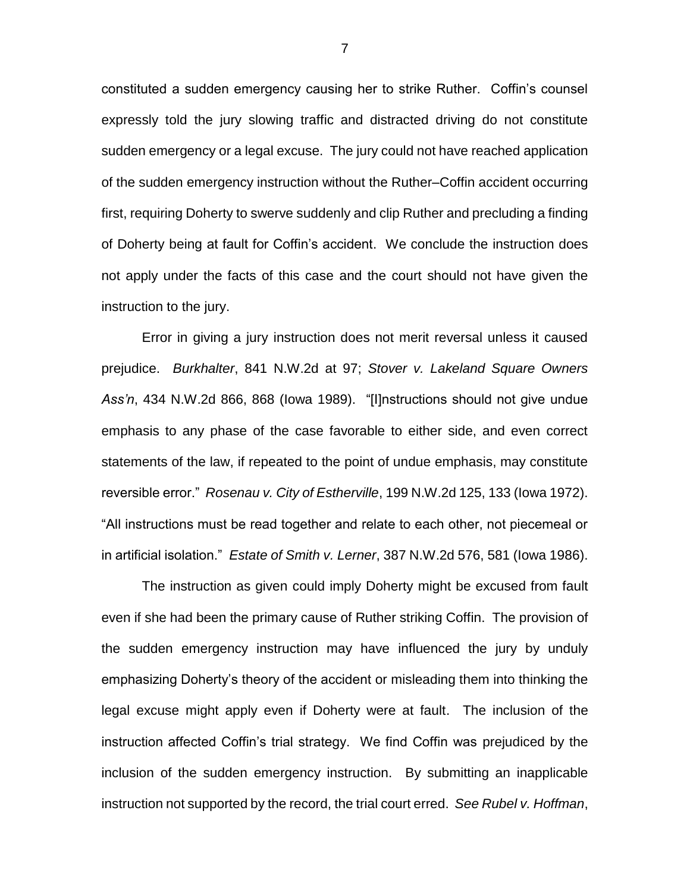constituted a sudden emergency causing her to strike Ruther. Coffin's counsel expressly told the jury slowing traffic and distracted driving do not constitute sudden emergency or a legal excuse. The jury could not have reached application of the sudden emergency instruction without the Ruther–Coffin accident occurring first, requiring Doherty to swerve suddenly and clip Ruther and precluding a finding of Doherty being at fault for Coffin's accident. We conclude the instruction does not apply under the facts of this case and the court should not have given the instruction to the jury.

Error in giving a jury instruction does not merit reversal unless it caused prejudice. *Burkhalter*, 841 N.W.2d at 97; *Stover v. Lakeland Square Owners Ass'n*, 434 N.W.2d 866, 868 (Iowa 1989). "[I]nstructions should not give undue emphasis to any phase of the case favorable to either side, and even correct statements of the law, if repeated to the point of undue emphasis, may constitute reversible error." *Rosenau v. City of Estherville*, 199 N.W.2d 125, 133 (Iowa 1972). "All instructions must be read together and relate to each other, not piecemeal or in artificial isolation." *Estate of Smith v. Lerner*, 387 N.W.2d 576, 581 (Iowa 1986).

The instruction as given could imply Doherty might be excused from fault even if she had been the primary cause of Ruther striking Coffin. The provision of the sudden emergency instruction may have influenced the jury by unduly emphasizing Doherty's theory of the accident or misleading them into thinking the legal excuse might apply even if Doherty were at fault. The inclusion of the instruction affected Coffin's trial strategy. We find Coffin was prejudiced by the inclusion of the sudden emergency instruction. By submitting an inapplicable instruction not supported by the record, the trial court erred. *See Rubel v. Hoffman*,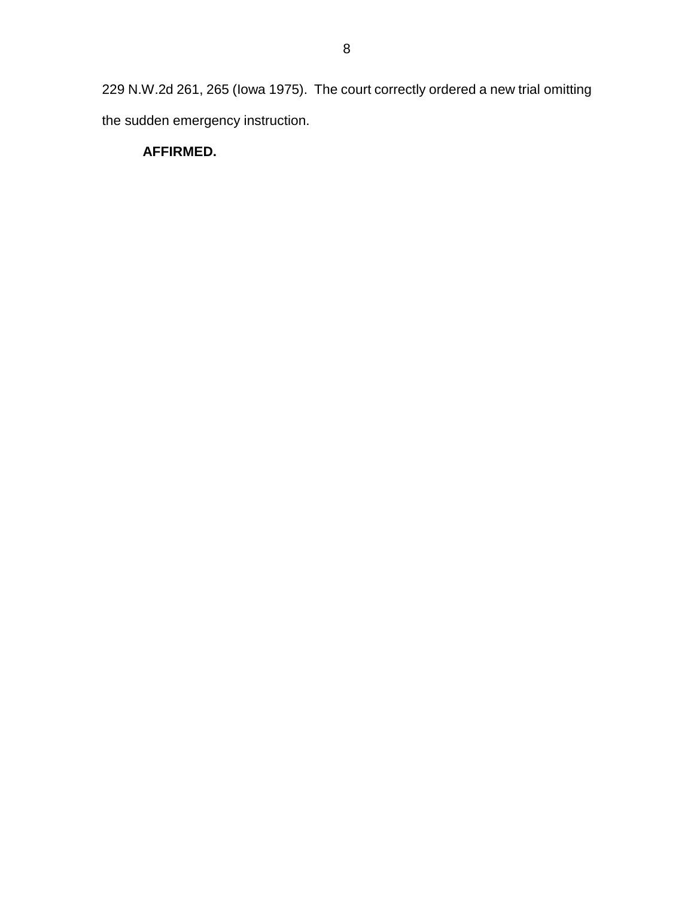229 N.W.2d 261, 265 (Iowa 1975). The court correctly ordered a new trial omitting the sudden emergency instruction.

**AFFIRMED.**